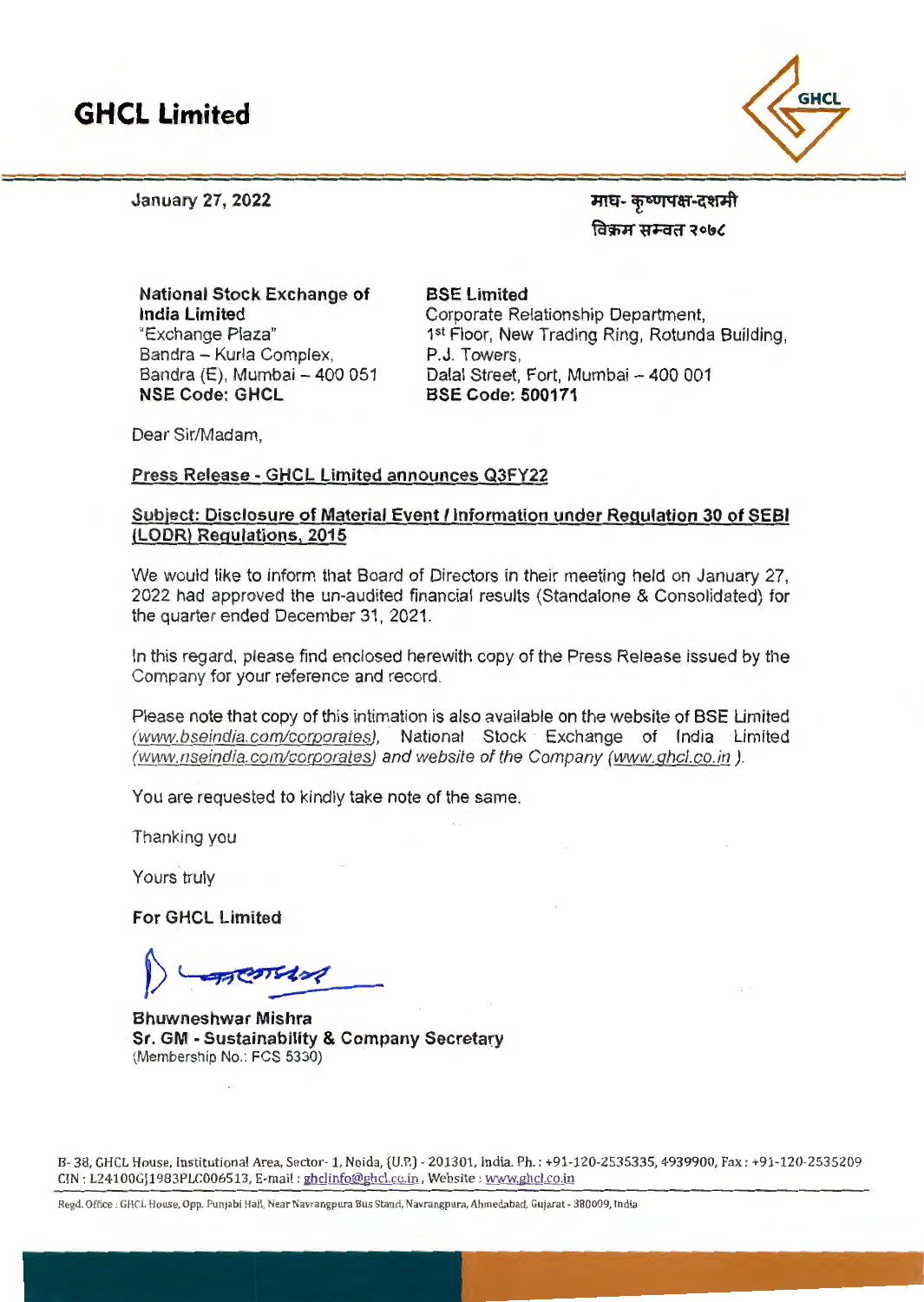# GHCL Limited

January 27, 2022

माघ- कृष्णपक्ष-दशमी
विक्रम सम्वत २०७८

**National Stock Exchange of India Limited**
"Exchange Plaza"
Bandra – Kurla Complex,
Bandra (E), Mumbai – 400 051
**NSE Code: GHCL**

**BSE Limited**
Corporate Relationship Department,
1st Floor, New Trading Ring, Rotunda Building,
P.J. Towers,
Dalal Street, Fort, Mumbai – 400 001
**BSE Code: 500171**

Dear Sir/Madam,

**Press Release - GHCL Limited announces Q3FY22**

**Subject: Disclosure of Material Event / Information under Regulation 30 of SEBI (LODR) Regulations, 2015**

We would like to inform that Board of Directors in their meeting held on January 27, 2022 had approved the un-audited financial results (Standalone & Consolidated) for the quarter ended December 31, 2021.

In this regard, please find enclosed herewith copy of the Press Release issued by the Company for your reference and record.

Please note that copy of this intimation is also available on the website of BSE Limited *(www.bseindia.com/corporates)*, National Stock Exchange of India Limited *(www.nseindia.com/corporates) and website of the Company (www.ghcl.co.in ).*

You are requested to kindly take note of the same.

Thanking you

Yours truly

**For GHCL Limited**

**Bhuwneshwar Mishra**
**Sr. GM - Sustainability & Company Secretary**
(Membership No.: FCS 5330)

B- 38, GHCL House, Institutional Area, Sector- 1, Noida, (U.P.) - 201301, India. Ph.: +91-120-2535335, 4939900, Fax: +91-120-2535209
CIN : L24100GJ1983PLC006513, E-mail : ghclinfo@ghcl.co.in , Website : www.ghcl.co.in

Regd. Office : GHCL House, Opp. Punjabi Hall, Near Navrangpura Bus Stand, Navrangpura, Ahmedabad, Gujarat - 380009, India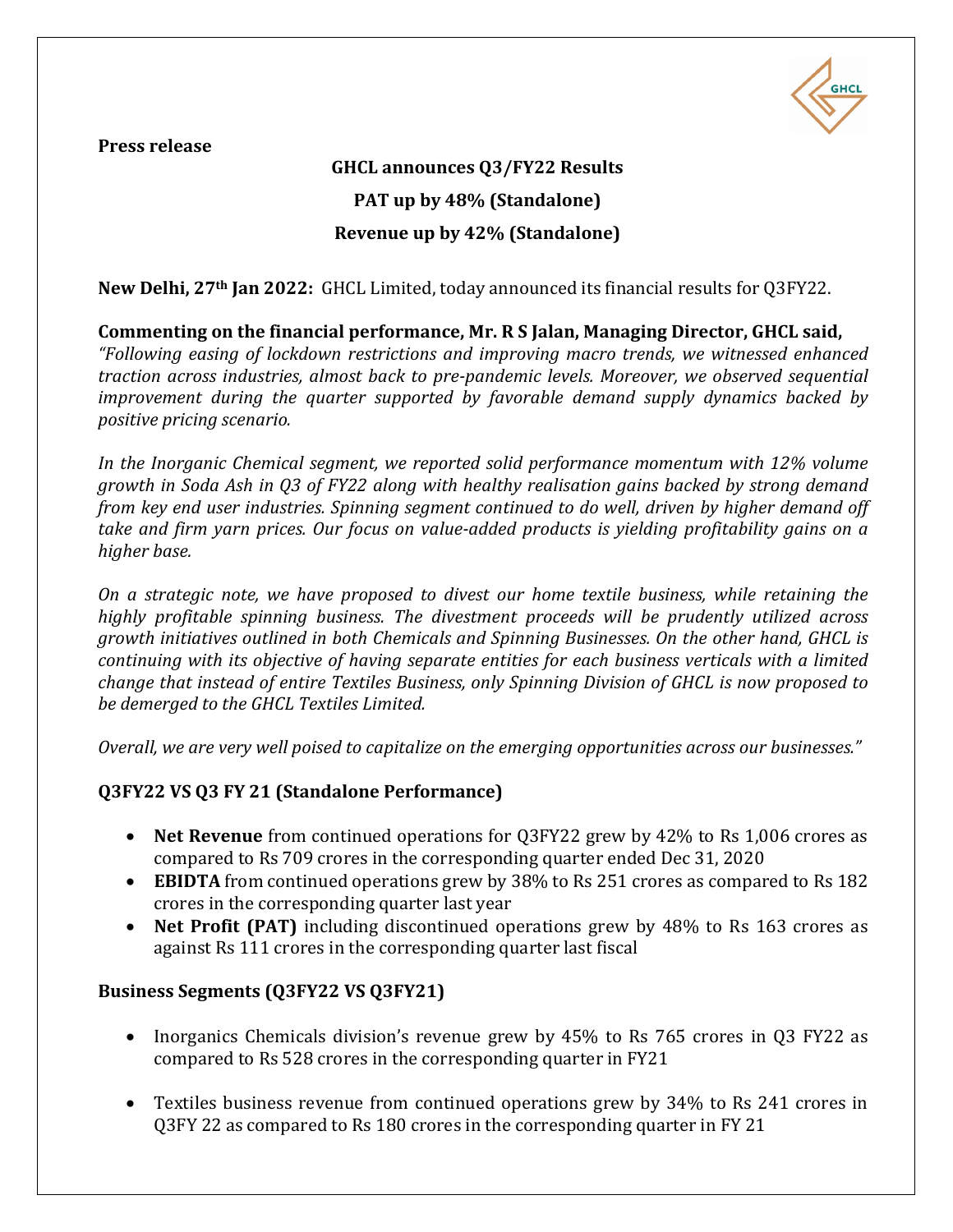**Press release**

**GHCL announces Q3/FY22 Results**

**PAT up by 48% (Standalone)**

**Revenue up by 42% (Standalone)**

**New Delhi, 27th Jan 2022:** GHCL Limited, today announced its financial results for Q3FY22.

**Commenting on the financial performance, Mr. R S Jalan, Managing Director, GHCL said,**
*"Following easing of lockdown restrictions and improving macro trends, we witnessed enhanced traction across industries, almost back to pre-pandemic levels. Moreover, we observed sequential improvement during the quarter supported by favorable demand supply dynamics backed by positive pricing scenario.*

*In the Inorganic Chemical segment, we reported solid performance momentum with 12% volume growth in Soda Ash in Q3 of FY22 along with healthy realisation gains backed by strong demand from key end user industries. Spinning segment continued to do well, driven by higher demand off take and firm yarn prices. Our focus on value-added products is yielding profitability gains on a higher base.*

*On a strategic note, we have proposed to divest our home textile business, while retaining the highly profitable spinning business. The divestment proceeds will be prudently utilized across growth initiatives outlined in both Chemicals and Spinning Businesses. On the other hand, GHCL is continuing with its objective of having separate entities for each business verticals with a limited change that instead of entire Textiles Business, only Spinning Division of GHCL is now proposed to be demerged to the GHCL Textiles Limited.*

*Overall, we are very well poised to capitalize on the emerging opportunities across our businesses."*

**Q3FY22 VS Q3 FY 21 (Standalone Performance)**

- **Net Revenue** from continued operations for Q3FY22 grew by 42% to Rs 1,006 crores as compared to Rs 709 crores in the corresponding quarter ended Dec 31, 2020
- **EBIDTA** from continued operations grew by 38% to Rs 251 crores as compared to Rs 182 crores in the corresponding quarter last year
- **Net Profit (PAT)** including discontinued operations grew by 48% to Rs 163 crores as against Rs 111 crores in the corresponding quarter last fiscal

**Business Segments (Q3FY22 VS Q3FY21)**

- Inorganics Chemicals division's revenue grew by 45% to Rs 765 crores in Q3 FY22 as compared to Rs 528 crores in the corresponding quarter in FY21

- Textiles business revenue from continued operations grew by 34% to Rs 241 crores in Q3FY 22 as compared to Rs 180 crores in the corresponding quarter in FY 21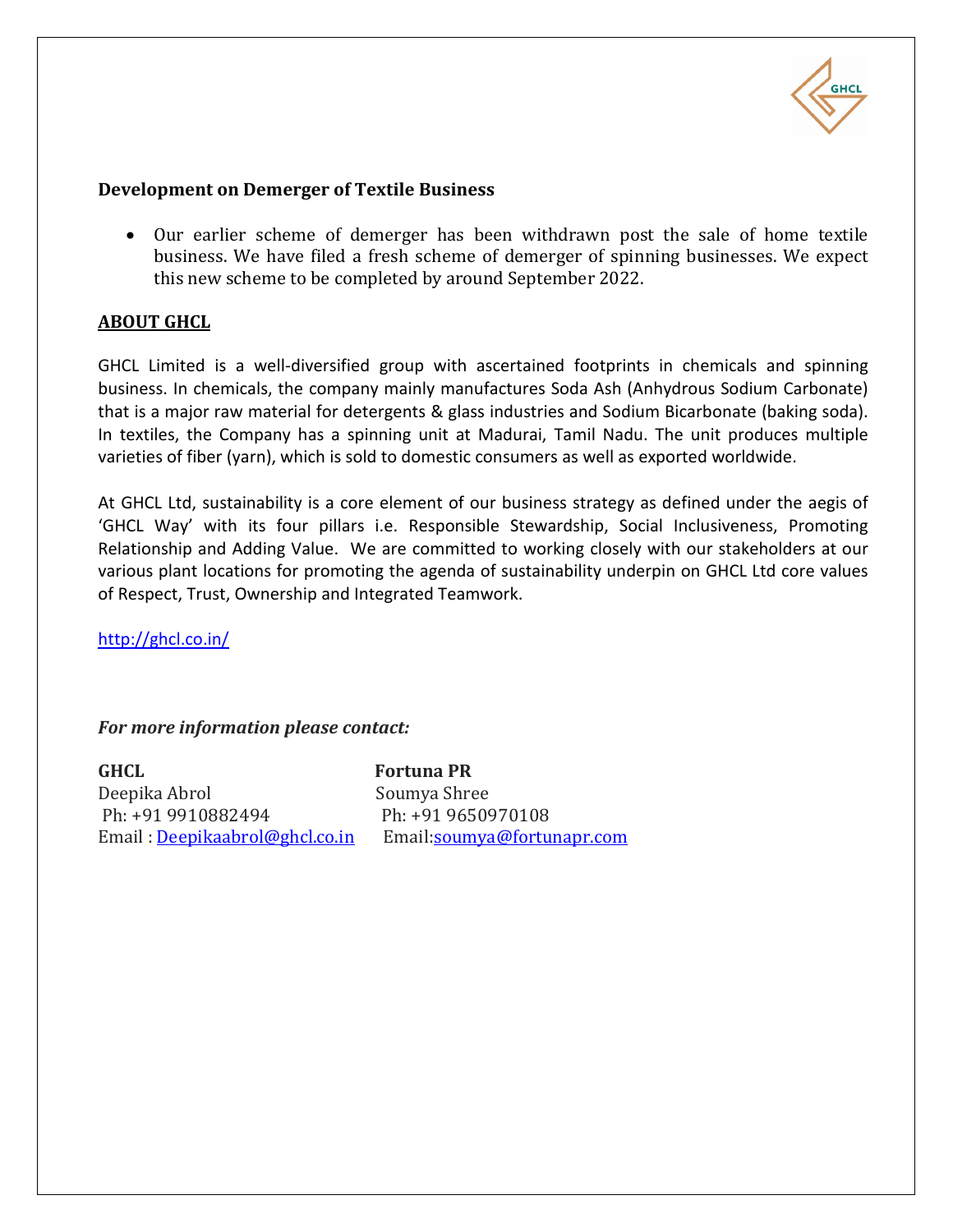**Development on Demerger of Textile Business**

- Our earlier scheme of demerger has been withdrawn post the sale of home textile business. We have filed a fresh scheme of demerger of spinning businesses. We expect this new scheme to be completed by around September 2022.

**ABOUT GHCL**

GHCL Limited is a well-diversified group with ascertained footprints in chemicals and spinning business. In chemicals, the company mainly manufactures Soda Ash (Anhydrous Sodium Carbonate) that is a major raw material for detergents & glass industries and Sodium Bicarbonate (baking soda). In textiles, the Company has a spinning unit at Madurai, Tamil Nadu. The unit produces multiple varieties of fiber (yarn), which is sold to domestic consumers as well as exported worldwide.

At GHCL Ltd, sustainability is a core element of our business strategy as defined under the aegis of 'GHCL Way' with its four pillars i.e. Responsible Stewardship, Social Inclusiveness, Promoting Relationship and Adding Value. We are committed to working closely with our stakeholders at our various plant locations for promoting the agenda of sustainability underpin on GHCL Ltd core values of Respect, Trust, Ownership and Integrated Teamwork.

http://ghcl.co.in/

***For more information please contact:***

**GHCL**
Deepika Abrol
Ph: +91 9910882494
Email : Deepikaabrol@ghcl.co.in

**Fortuna PR**
Soumya Shree
Ph: +91 9650970108
Email:soumya@fortunapr.com